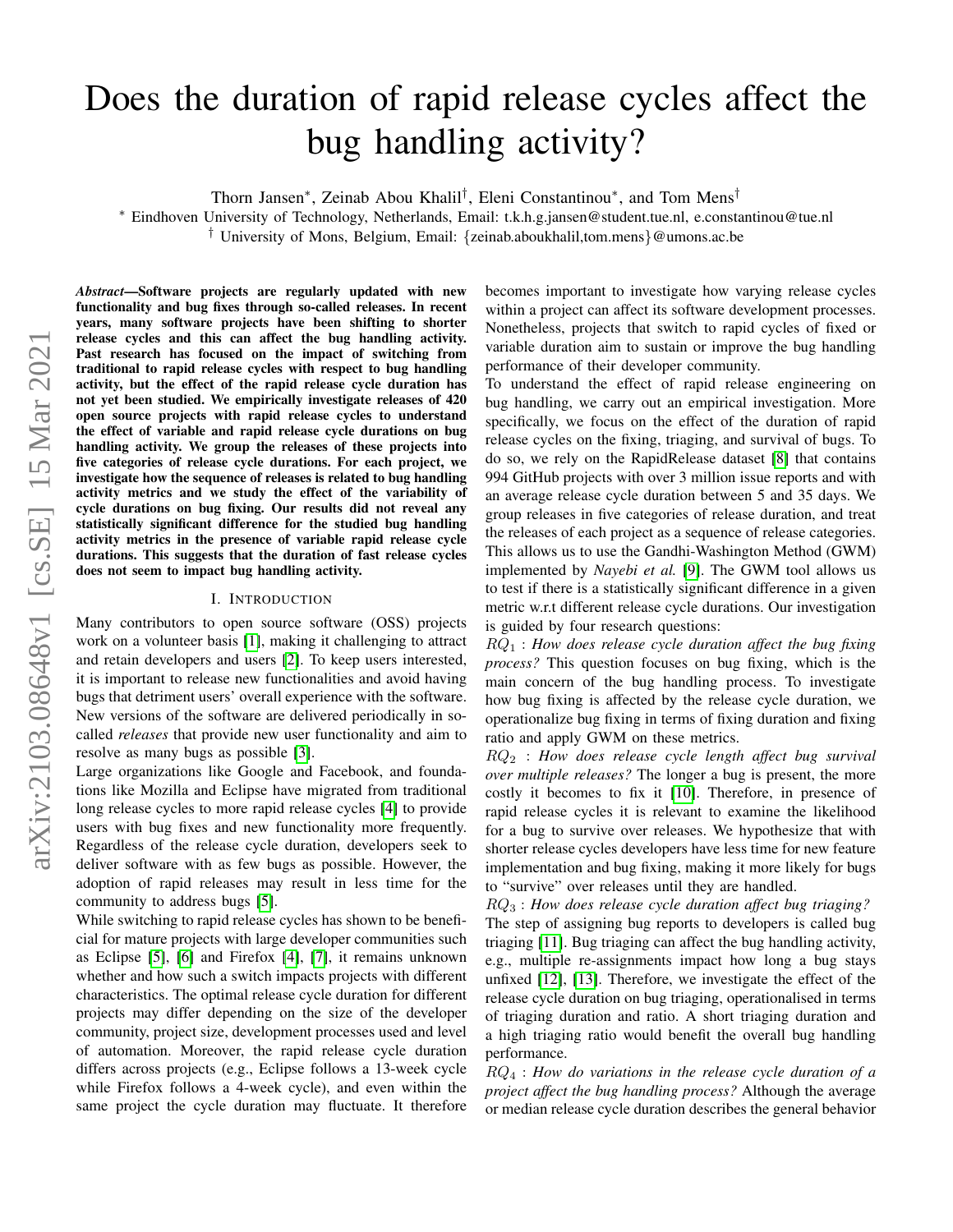# Does the duration of rapid release cycles affect the bug handling activity?

Thorn Jansen*, Zeinab Abou Khalil†, Eleni Constantinou*, and Tom Mens†

* Eindhoven University of Technology, Netherlands, Email: t.k.h.g.jansen@student.tue.nl, e.constantinou@tue.nl

† University of Mons, Belgium, Email: {zeinab.aboukhalil,tom.mens}@umons.ac.be

***Abstract*—Software projects are regularly updated with new functionality and bug fixes through so-called releases. In recent years, many software projects have been shifting to shorter release cycles and this can affect the bug handling activity. Past research has focused on the impact of switching from traditional to rapid release cycles with respect to bug handling activity, but the effect of the rapid release cycle duration has not yet been studied. We empirically investigate releases of 420 open source projects with rapid release cycles to understand the effect of variable and rapid release cycle durations on bug handling activity. We group the releases of these projects into five categories of release cycle durations. For each project, we investigate how the sequence of releases is related to bug handling activity metrics and we study the effect of the variability of cycle durations on bug fixing. Our results did not reveal any statistically significant difference for the studied bug handling activity metrics in the presence of variable rapid release cycle durations. This suggests that the duration of fast release cycles does not seem to impact bug handling activity.**

## I. Introduction

Many contributors to open source software (OSS) projects work on a volunteer basis [1], making it challenging to attract and retain developers and users [2]. To keep users interested, it is important to release new functionalities and avoid having bugs that detriment users' overall experience with the software. New versions of the software are delivered periodically in so-called *releases* that provide new user functionality and aim to resolve as many bugs as possible [3].

Large organizations like Google and Facebook, and foundations like Mozilla and Eclipse have migrated from traditional long release cycles to more rapid release cycles [4] to provide users with bug fixes and new functionality more frequently. Regardless of the release cycle duration, developers seek to deliver software with as few bugs as possible. However, the adoption of rapid releases may result in less time for the community to address bugs [5].

While switching to rapid release cycles has shown to be beneficial for mature projects with large developer communities such as Eclipse [5], [6] and Firefox [4], [7], it remains unknown whether and how such a switch impacts projects with different characteristics. The optimal release cycle duration for different projects may differ depending on the size of the developer community, project size, development processes used and level of automation. Moreover, the rapid release cycle duration differs across projects (e.g., Eclipse follows a 13-week cycle while Firefox follows a 4-week cycle), and even within the same project the cycle duration may fluctuate. It therefore becomes important to investigate how varying release cycles within a project can affect its software development processes. Nonetheless, projects that switch to rapid cycles of fixed or variable duration aim to sustain or improve the bug handling performance of their developer community.

To understand the effect of rapid release engineering on bug handling, we carry out an empirical investigation. More specifically, we focus on the effect of the duration of rapid release cycles on the fixing, triaging, and survival of bugs. To do so, we rely on the RapidRelease dataset [8] that contains 994 GitHub projects with over 3 million issue reports and with an average release cycle duration between 5 and 35 days. We group releases in five categories of release duration, and treat the releases of each project as a sequence of release categories. This allows us to use the Gandhi-Washington Method (GWM) implemented by *Nayebi et al.* [9]. The GWM tool allows us to test if there is a statistically significant difference in a given metric w.r.t different release cycle durations. Our investigation is guided by four research questions:

$RQ_1$ : *How does release cycle duration affect the bug fixing process?* This question focuses on bug fixing, which is the main concern of the bug handling process. To investigate how bug fixing is affected by the release cycle duration, we operationalize bug fixing in terms of fixing duration and fixing ratio and apply GWM on these metrics.

$RQ_2$ : *How does release cycle length affect bug survival over multiple releases?* The longer a bug is present, the more costly it becomes to fix it [10]. Therefore, in presence of rapid release cycles it is relevant to examine the likelihood for a bug to survive over releases. We hypothesize that with shorter release cycles developers have less time for new feature implementation and bug fixing, making it more likely for bugs to "survive" over releases until they are handled.

$RQ_3$ : *How does release cycle duration affect bug triaging?* The step of assigning bug reports to developers is called bug triaging [11]. Bug triaging can affect the bug handling activity, e.g., multiple re-assignments impact how long a bug stays unfixed [12], [13]. Therefore, we investigate the effect of the release cycle duration on bug triaging, operationalised in terms of triaging duration and ratio. A short triaging duration and a high triaging ratio would benefit the overall bug handling performance.

$RQ_4$ : *How do variations in the release cycle duration of a project affect the bug handling process?* Although the average or median release cycle duration describes the general behavior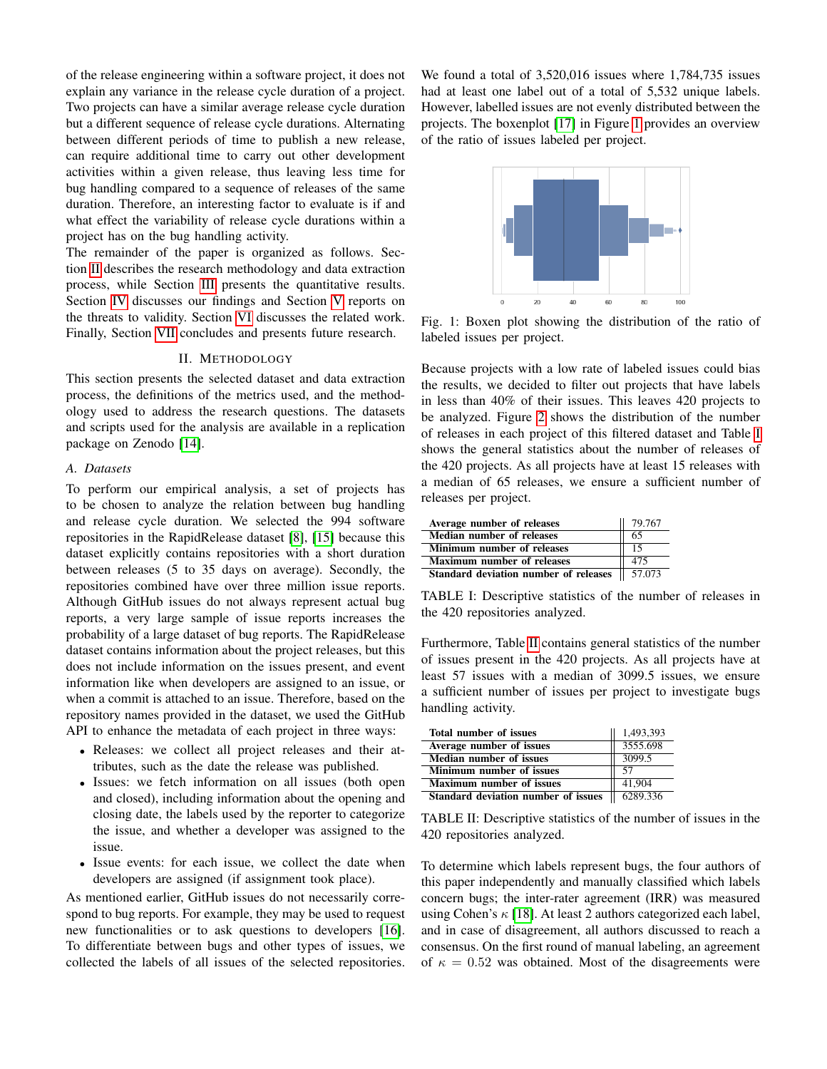of the release engineering within a software project, it does not explain any variance in the release cycle duration of a project. Two projects can have a similar average release cycle duration but a different sequence of release cycle durations. Alternating between different periods of time to publish a new release, can require additional time to carry out other development activities within a given release, thus leaving less time for bug handling compared to a sequence of releases of the same duration. Therefore, an interesting factor to evaluate is if and what effect the variability of release cycle durations within a project has on the bug handling activity.

The remainder of the paper is organized as follows. Section II describes the research methodology and data extraction process, while Section III presents the quantitative results. Section IV discusses our findings and Section V reports on the threats to validity. Section VI discusses the related work. Finally, Section VII concludes and presents future research.

## II. Methodology

This section presents the selected dataset and data extraction process, the definitions of the metrics used, and the methodology used to address the research questions. The datasets and scripts used for the analysis are available in a replication package on Zenodo [14].

### A. Datasets

To perform our empirical analysis, a set of projects has to be chosen to analyze the relation between bug handling and release cycle duration. We selected the 994 software repositories in the RapidRelease dataset [8], [15] because this dataset explicitly contains repositories with a short duration between releases (5 to 35 days on average). Secondly, the repositories combined have over three million issue reports. Although GitHub issues do not always represent actual bug reports, a very large sample of issue reports increases the probability of a large dataset of bug reports. The RapidRelease dataset contains information about the project releases, but this does not include information on the issues present, and event information like when developers are assigned to an issue, or when a commit is attached to an issue. Therefore, based on the repository names provided in the dataset, we used the GitHub API to enhance the metadata of each project in three ways:

- Releases: we collect all project releases and their attributes, such as the date the release was published.
- Issues: we fetch information on all issues (both open and closed), including information about the opening and closing date, the labels used by the reporter to categorize the issue, and whether a developer was assigned to the issue.
- Issue events: for each issue, we collect the date when developers are assigned (if assignment took place).

As mentioned earlier, GitHub issues do not necessarily correspond to bug reports. For example, they may be used to request new functionalities or to ask questions to developers [16]. To differentiate between bugs and other types of issues, we collected the labels of all issues of the selected repositories. We found a total of 3,520,016 issues where 1,784,735 issues had at least one label out of a total of 5,532 unique labels. However, labelled issues are not evenly distributed between the projects. The boxenplot [17] in Figure 1 provides an overview of the ratio of issues labeled per project.

Fig. 1: Boxen plot showing the distribution of the ratio of labeled issues per project.

Because projects with a low rate of labeled issues could bias the results, we decided to filter out projects that have labels in less than 40% of their issues. This leaves 420 projects to be analyzed. Figure 2 shows the distribution of the number of releases in each project of this filtered dataset and Table I shows the general statistics about the number of releases of the 420 projects. As all projects have at least 15 releases with a median of 65 releases, we ensure a sufficient number of releases per project.

| Statistic | Value |
|---|---|
| **Average number of releases** | 79.767 |
| **Median number of releases** | 65 |
| **Minimum number of releases** | 15 |
| **Maximum number of releases** | 475 |
| **Standard deviation number of releases** | 57.073 |

TABLE I: Descriptive statistics of the number of releases in the 420 repositories analyzed.

Furthermore, Table II contains general statistics of the number of issues present in the 420 projects. As all projects have at least 57 issues with a median of 3099.5 issues, we ensure a sufficient number of issues per project to investigate bugs handling activity.

| Statistic | Value |
|---|---|
| **Total number of issues** | 1,493,393 |
| **Average number of issues** | 3555.698 |
| **Median number of issues** | 3099.5 |
| **Minimum number of issues** | 57 |
| **Maximum number of issues** | 41,904 |
| **Standard deviation number of issues** | 6289.336 |

TABLE II: Descriptive statistics of the number of issues in the 420 repositories analyzed.

To determine which labels represent bugs, the four authors of this paper independently and manually classified which labels concern bugs; the inter-rater agreement (IRR) was measured using Cohen's $\kappa$ [18]. At least 2 authors categorized each label, and in case of disagreement, all authors discussed to reach a consensus. On the first round of manual labeling, an agreement of $\kappa = 0.52$ was obtained. Most of the disagreements were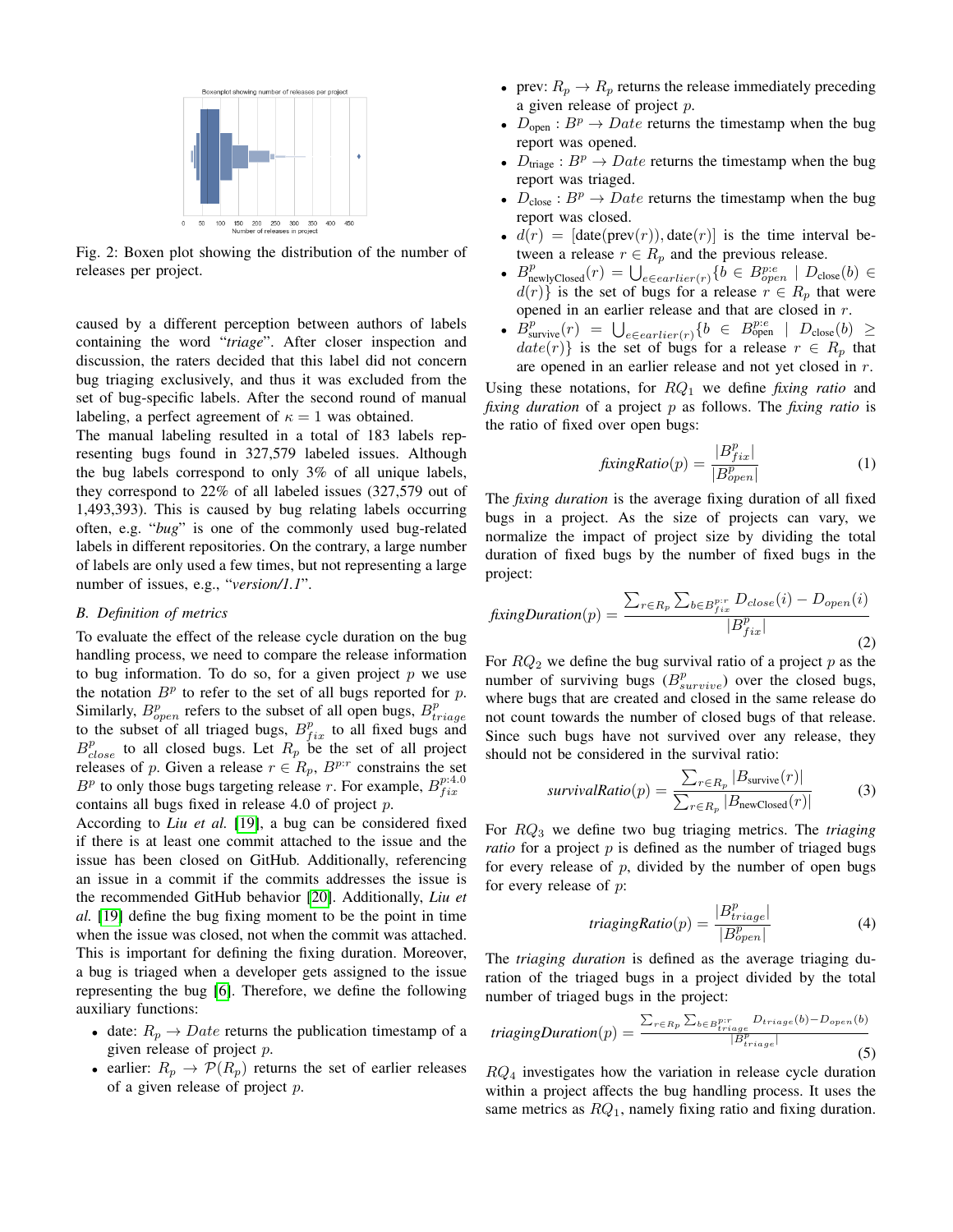Fig. 2: Boxen plot showing the distribution of the number of releases per project.

caused by a different perception between authors of labels containing the word "*triage*". After closer inspection and discussion, the raters decided that this label did not concern bug triaging exclusively, and thus it was excluded from the set of bug-specific labels. After the second round of manual labeling, a perfect agreement of $\kappa = 1$ was obtained.

The manual labeling resulted in a total of 183 labels representing bugs found in 327,579 labeled issues. Although the bug labels correspond to only 3% of all unique labels, they correspond to 22% of all labeled issues (327,579 out of 1,493,393). This is caused by bug relating labels occurring often, e.g. "*bug*" is one of the commonly used bug-related labels in different repositories. On the contrary, a large number of labels are only used a few times, but not representing a large number of issues, e.g., "*version/1.1*".

### B. Definition of metrics

To evaluate the effect of the release cycle duration on the bug handling process, we need to compare the release information to bug information. To do so, for a given project $p$ we use the notation $B^p$ to refer to the set of all bugs reported for $p$. Similarly, $B^p_{open}$ refers to the subset of all open bugs, $B^p_{triage}$ to the subset of all triaged bugs, $B^p_{fix}$ to all fixed bugs and $B^p_{close}$ to all closed bugs. Let $R_p$ be the set of all project releases of $p$. Given a release $r \in R_p$, $B^{p:r}$ constrains the set $B^p$ to only those bugs targeting release $r$. For example, $B^{p:4.0}_{fix}$ contains all bugs fixed in release 4.0 of project $p$.

According to *Liu et al.* [19], a bug can be considered fixed if there is at least one commit attached to the issue and the issue has been closed on GitHub. Additionally, referencing an issue in a commit if the commits addresses the issue is the recommended GitHub behavior [20]. Additionally, *Liu et al.* [19] define the bug fixing moment to be the point in time when the issue was closed, not when the commit was attached. This is important for defining the fixing duration. Moreover, a bug is triaged when a developer gets assigned to the issue representing the bug [6]. Therefore, we define the following auxiliary functions:

- date: $R_p \rightarrow Date$ returns the publication timestamp of a given release of project $p$.
- earlier: $R_p \rightarrow \mathcal{P}(R_p)$ returns the set of earlier releases of a given release of project $p$.
- prev: $R_p \rightarrow R_p$ returns the release immediately preceding a given release of project $p$.
- $D_{\text{open}} : B^p \rightarrow Date$ returns the timestamp when the bug report was opened.
- $D_{\text{triage}} : B^p \rightarrow Date$ returns the timestamp when the bug report was triaged.
- $D_{\text{close}} : B^p \rightarrow Date$ returns the timestamp when the bug report was closed.
- $d(r) = [\text{date}(\text{prev}(r)), \text{date}(r)]$ is the time interval between a release $r \in R_p$ and the previous release.
- $B^p_{\text{newlyClosed}}(r) = \bigcup_{e \in earlier(r)} \{b \in B^{p:e}_{open} \mid D_{\text{close}}(b) \in d(r)\}$ is the set of bugs for a release $r \in R_p$ that were opened in an earlier release and that are closed in $r$.
- $B^p_{\text{survive}}(r) = \bigcup_{e \in earlier(r)} \{b \in B^{p:e}_{\text{open}} \mid D_{\text{close}}(b) \geq date(r)\}$ is the set of bugs for a release $r \in R_p$ that are opened in an earlier release and not yet closed in $r$.

Using these notations, for $RQ_1$ we define *fixing ratio* and *fixing duration* of a project $p$ as follows. The *fixing ratio* is the ratio of fixed over open bugs:

$$\textit{fixingRatio}(p) = \frac{|B^p_{fix}|}{|B^p_{open}|} \tag{1}$$

The *fixing duration* is the average fixing duration of all fixed bugs in a project. As the size of projects can vary, we normalize the impact of project size by dividing the total duration of fixed bugs by the number of fixed bugs in the project:

$$\textit{fixingDuration}(p) = \frac{\sum_{r \in R_p} \sum_{b \in B^{p:r}_{fix}} D_{close}(i) - D_{open}(i)}{|B^p_{fix}|} \tag{2}$$

For $RQ_2$ we define the bug survival ratio of a project $p$ as the number of surviving bugs ($B^p_{survive}$) over the closed bugs, where bugs that are created and closed in the same release do not count towards the number of closed bugs of that release. Since such bugs have not survived over any release, they should not be considered in the survival ratio:

$$\textit{survivalRatio}(p) = \frac{\sum_{r \in R_p} |B_{\text{survive}}(r)|}{\sum_{r \in R_p} |B_{\text{newClosed}}(r)|} \tag{3}$$

For $RQ_3$ we define two bug triaging metrics. The *triaging ratio* for a project $p$ is defined as the number of triaged bugs for every release of $p$, divided by the number of open bugs for every release of $p$:

$$\textit{triagingRatio}(p) = \frac{|B^p_{triage}|}{|B^p_{open}|} \tag{4}$$

The *triaging duration* is defined as the average triaging duration of the triaged bugs in a project divided by the total number of triaged bugs in the project:

$$\textit{triagingDuration}(p) = \frac{\sum_{r \in R_p} \sum_{b \in B^{p:r}_{triage}} D_{triage}(b) - D_{open}(b)}{|B^p_{triage}|} \tag{5}$$

$RQ_4$ investigates how the variation in release cycle duration within a project affects the bug handling process. It uses the same metrics as $RQ_1$, namely fixing ratio and fixing duration.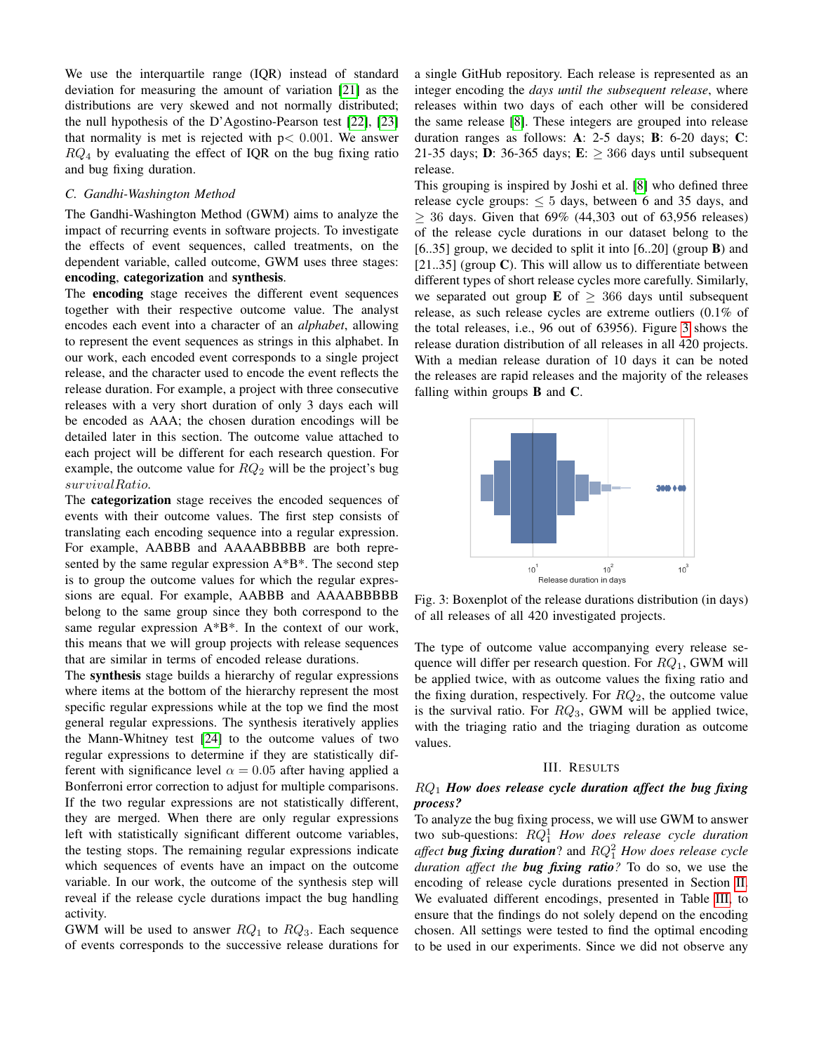We use the interquartile range (IQR) instead of standard deviation for measuring the amount of variation [21] as the distributions are very skewed and not normally distributed; the null hypothesis of the D'Agostino-Pearson test [22], [23] that normality is met is rejected with $p < 0.001$. We answer $RQ_4$ by evaluating the effect of IQR on the bug fixing ratio and bug fixing duration.

### C. Gandhi-Washington Method

The Gandhi-Washington Method (GWM) aims to analyze the impact of recurring events in software projects. To investigate the effects of event sequences, called treatments, on the dependent variable, called outcome, GWM uses three stages: **encoding**, **categorization** and **synthesis**.

The **encoding** stage receives the different event sequences together with their respective outcome value. The analyst encodes each event into a character of an *alphabet*, allowing to represent the event sequences as strings in this alphabet. In our work, each encoded event corresponds to a single project release, and the character used to encode the event reflects the release duration. For example, a project with three consecutive releases with a very short duration of only 3 days each will be encoded as AAA; the chosen duration encodings will be detailed later in this section. The outcome value attached to each project will be different for each research question. For example, the outcome value for $RQ_2$ will be the project's bug $survivalRatio$.

The **categorization** stage receives the encoded sequences of events with their outcome values. The first step consists of translating each encoding sequence into a regular expression. For example, AABBB and AAAABBBBB are both represented by the same regular expression A*B*. The second step is to group the outcome values for which the regular expressions are equal. For example, AABBB and AAAABBBBB belong to the same group since they both correspond to the same regular expression A*B*. In the context of our work, this means that we will group projects with release sequences that are similar in terms of encoded release durations.

The **synthesis** stage builds a hierarchy of regular expressions where items at the bottom of the hierarchy represent the most specific regular expressions while at the top we find the most general regular expressions. The synthesis iteratively applies the Mann-Whitney test [24] to the outcome values of two regular expressions to determine if they are statistically different with significance level $\alpha = 0.05$ after having applied a Bonferroni error correction to adjust for multiple comparisons. If the two regular expressions are not statistically different, they are merged. When there are only regular expressions left with statistically significant different outcome variables, the testing stops. The remaining regular expressions indicate which sequences of events have an impact on the outcome variable. In our work, the outcome of the synthesis step will reveal if the release cycle durations impact the bug handling activity.

GWM will be used to answer $RQ_1$ to $RQ_3$. Each sequence of events corresponds to the successive release durations for a single GitHub repository. Each release is represented as an integer encoding the *days until the subsequent release*, where releases within two days of each other will be considered the same release [8]. These integers are grouped into release duration ranges as follows: **A**: 2-5 days; **B**: 6-20 days; **C**: 21-35 days; **D**: 36-365 days; **E**: $\geq$ 366 days until subsequent release.

This grouping is inspired by Joshi et al. [8] who defined three release cycle groups: $\leq 5$ days, between 6 and 35 days, and $\geq 36$ days. Given that 69% (44,303 out of 63,956 releases) of the release cycle durations in our dataset belong to the [6..35] group, we decided to split it into [6..20] (group **B**) and [21..35] (group **C**). This will allow us to differentiate between different types of short release cycles more carefully. Similarly, we separated out group **E** of $\geq$ 366 days until subsequent release, as such release cycles are extreme outliers (0.1% of the total releases, i.e., 96 out of 63956). Figure 3 shows the release duration distribution of all releases in all 420 projects. With a median release duration of 10 days it can be noted the releases are rapid releases and the majority of the releases falling within groups **B** and **C**.

Fig. 3: Boxenplot of the release durations distribution (in days) of all releases of all 420 investigated projects.

The type of outcome value accompanying every release sequence will differ per research question. For $RQ_1$, GWM will be applied twice, with as outcome values the fixing ratio and the fixing duration, respectively. For $RQ_2$, the outcome value is the survival ratio. For $RQ_3$, GWM will be applied twice, with the triaging ratio and the triaging duration as outcome values.

## III. Results

### $RQ_1$ *How does release cycle duration affect the bug fixing process?*

To analyze the bug fixing process, we will use GWM to answer two sub-questions: $RQ_1^1$ *How does release cycle duration affect **bug fixing duration**?* and $RQ_1^2$ *How does release cycle duration affect the **bug fixing ratio**?* To do so, we use the encoding of release cycle durations presented in Section II. We evaluated different encodings, presented in Table III, to ensure that the findings do not solely depend on the encoding chosen. All settings were tested to find the optimal encoding to be used in our experiments. Since we did not observe any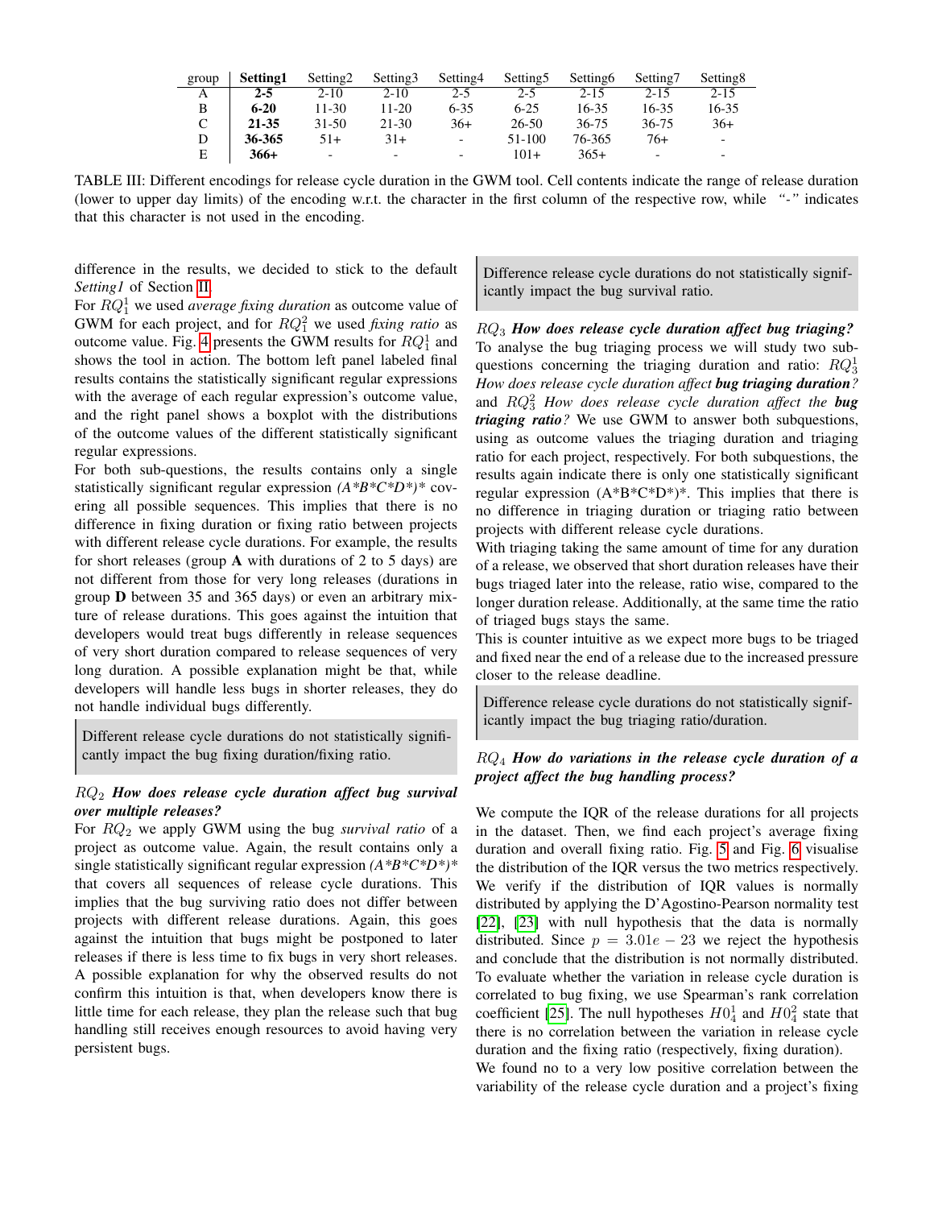| group | **Setting1** | Setting2 | Setting3 | Setting4 | Setting5 | Setting6 | Setting7 | Setting8 |
|---|---|---|---|---|---|---|---|---|
| A | **2-5** | 2-10 | 2-10 | 2-5 | 2-5 | 2-15 | 2-15 | 2-15 |
| B | **6-20** | 11-30 | 11-20 | 6-35 | 6-25 | 16-35 | 16-35 | 16-35 |
| C | **21-35** | 31-50 | 21-30 | 36+ | 26-50 | 36-75 | 36-75 | 36+ |
| D | **36-365** | 51+ | 31+ | - | 51-100 | 76-365 | 76+ | - |
| E | **366+** | - | - | - | 101+ | 365+ | - | - |

TABLE III: Different encodings for release cycle duration in the GWM tool. Cell contents indicate the range of release duration (lower to upper day limits) of the encoding w.r.t. the character in the first column of the respective row, while *"-"* indicates that this character is not used in the encoding.

difference in the results, we decided to stick to the default *Setting1* of Section II.

For $RQ_1^1$ we used *average fixing duration* as outcome value of GWM for each project, and for $RQ_1^2$ we used *fixing ratio* as outcome value. Fig. 4 presents the GWM results for $RQ_1^1$ and shows the tool in action. The bottom left panel labeled final results contains the statistically significant regular expressions with the average of each regular expression's outcome value, and the right panel shows a boxplot with the distributions of the outcome values of the different statistically significant regular expressions.

For both sub-questions, the results contains only a single statistically significant regular expression *(A*B*C*D*)** covering all possible sequences. This implies that there is no difference in fixing duration or fixing ratio between projects with different release cycle durations. For example, the results for short releases (group **A** with durations of 2 to 5 days) are not different from those for very long releases (durations in group **D** between 35 and 365 days) or even an arbitrary mixture of release durations. This goes against the intuition that developers would treat bugs differently in release sequences of very short duration compared to release sequences of very long duration. A possible explanation might be that, while developers will handle less bugs in shorter releases, they do not handle individual bugs differently.

> Different release cycle durations do not statistically significantly impact the bug fixing duration/fixing ratio.

### $RQ_2$ *How does release cycle duration affect bug survival over multiple releases?*

For $RQ_2$ we apply GWM using the bug *survival ratio* of a project as outcome value. Again, the result contains only a single statistically significant regular expression *(A*B*C*D*)** that covers all sequences of release cycle durations. This implies that the bug surviving ratio does not differ between projects with different release durations. Again, this goes against the intuition that bugs might be postponed to later releases if there is less time to fix bugs in very short releases. A possible explanation for why the observed results do not confirm this intuition is that, when developers know there is little time for each release, they plan the release such that bug handling still receives enough resources to avoid having very persistent bugs.

> Difference release cycle durations do not statistically significantly impact the bug survival ratio.

### $RQ_3$ *How does release cycle duration affect bug triaging?*

To analyse the bug triaging process we will study two subquestions concerning the triaging duration and ratio: $RQ_3^1$ *How does release cycle duration affect* ***bug triaging duration****?* and $RQ_3^2$ *How does release cycle duration affect the* ***bug triaging ratio****?* We use GWM to answer both subquestions, using as outcome values the triaging duration and triaging ratio for each project, respectively. For both subquestions, the results again indicate there is only one statistically significant regular expression (A*B*C*D*)*. This implies that there is no difference in triaging duration or triaging ratio between projects with different release cycle durations.

With triaging taking the same amount of time for any duration of a release, we observed that short duration releases have their bugs triaged later into the release, ratio wise, compared to the longer duration release. Additionally, at the same time the ratio of triaged bugs stays the same.

This is counter intuitive as we expect more bugs to be triaged and fixed near the end of a release due to the increased pressure closer to the release deadline.

> Difference release cycle durations do not statistically significantly impact the bug triaging ratio/duration.

### $RQ_4$ *How do variations in the release cycle duration of a project affect the bug handling process?*

We compute the IQR of the release durations for all projects in the dataset. Then, we find each project's average fixing duration and overall fixing ratio. Fig. 5 and Fig. 6 visualise the distribution of the IQR versus the two metrics respectively. We verify if the distribution of IQR values is normally distributed by applying the D'Agostino-Pearson normality test [22], [23] with null hypothesis that the data is normally distributed. Since $p = 3.01e-23$ we reject the hypothesis and conclude that the distribution is not normally distributed. To evaluate whether the variation in release cycle duration is correlated to bug fixing, we use Spearman's rank correlation coefficient [25]. The null hypotheses $H0_4^1$ and $H0_4^2$ state that there is no correlation between the variation in release cycle duration and the fixing ratio (respectively, fixing duration).

We found no to a very low positive correlation between the variability of the release cycle duration and a project's fixing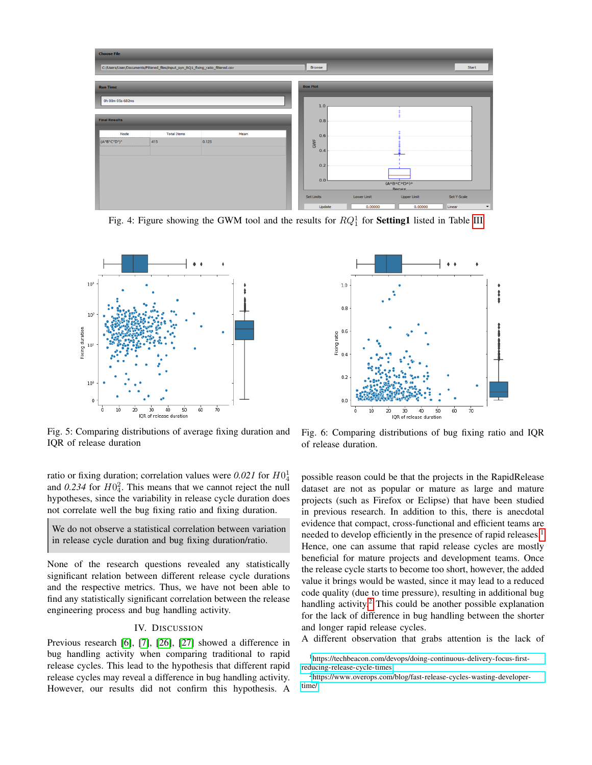Fig. 4: Figure showing the GWM tool and the results for $RQ_1^1$ for **Setting1** listed in Table III

Fig. 5: Comparing distributions of average fixing duration and IQR of release duration

Fig. 6: Comparing distributions of bug fixing ratio and IQR of release duration.

ratio or fixing duration; correlation values were *0.021* for $H0_4^1$ and *0.234* for $H0_4^2$. This means that we cannot reject the null hypotheses, since the variability in release cycle duration does not correlate well the bug fixing ratio and fixing duration.

> We do not observe a statistical correlation between variation in release cycle duration and bug fixing duration/ratio.

None of the research questions revealed any statistically significant relation between different release cycle durations and the respective metrics. Thus, we have not been able to find any statistically significant correlation between the release engineering process and bug handling activity.

## IV. Discussion

Previous research [6], [7], [26], [27] showed a difference in bug handling activity when comparing traditional to rapid release cycles. This lead to the hypothesis that different rapid release cycles may reveal a difference in bug handling activity. However, our results did not confirm this hypothesis. A possible reason could be that the projects in the RapidRelease dataset are not as popular or mature as large and mature projects (such as Firefox or Eclipse) that have been studied in previous research. In addition to this, there is anecdotal evidence that compact, cross-functional and efficient teams are needed to develop efficiently in the presence of rapid releases[1]. Hence, one can assume that rapid release cycles are mostly beneficial for mature projects and development teams. Once the release cycle starts to become too short, however, the added value it brings would be wasted, since it may lead to a reduced code quality (due to time pressure), resulting in additional bug handling activity[2]. This could be another possible explanation for the lack of difference in bug handling between the shorter and longer rapid release cycles.

A different observation that grabs attention is the lack of

[1] https://techbeacon.com/devops/doing-continuous-delivery-focus-first-reducing-release-cycle-times

[2] https://www.overops.com/blog/fast-release-cycles-wasting-developer-time/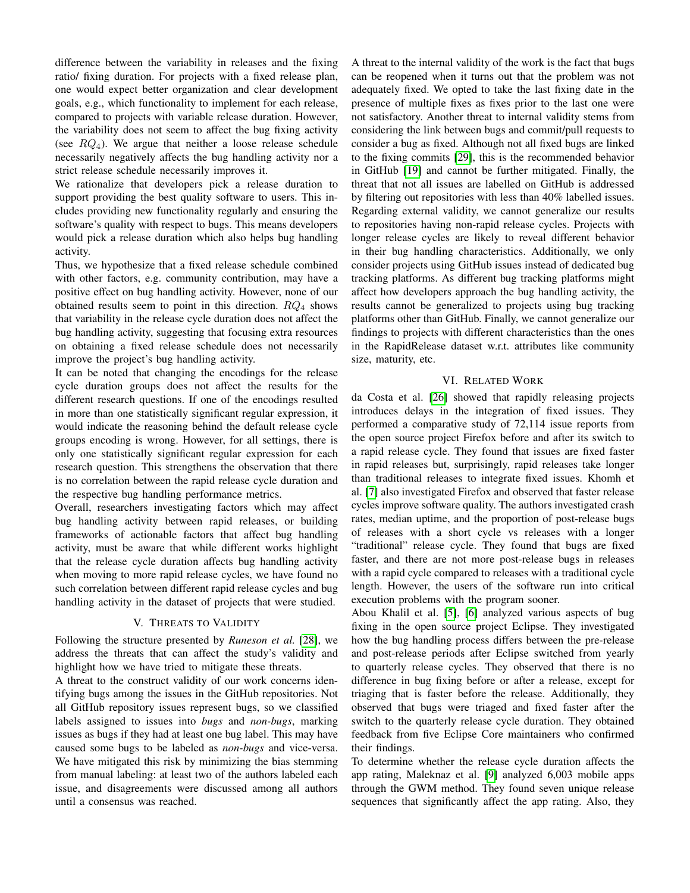difference between the variability in releases and the fixing ratio/ fixing duration. For projects with a fixed release plan, one would expect better organization and clear development goals, e.g., which functionality to implement for each release, compared to projects with variable release duration. However, the variability does not seem to affect the bug fixing activity (see $RQ_4$). We argue that neither a loose release schedule necessarily negatively affects the bug handling activity nor a strict release schedule necessarily improves it.

We rationalize that developers pick a release duration to support providing the best quality software to users. This includes providing new functionality regularly and ensuring the software's quality with respect to bugs. This means developers would pick a release duration which also helps bug handling activity.

Thus, we hypothesize that a fixed release schedule combined with other factors, e.g. community contribution, may have a positive effect on bug handling activity. However, none of our obtained results seem to point in this direction. $RQ_4$ shows that variability in the release cycle duration does not affect the bug handling activity, suggesting that focusing extra resources on obtaining a fixed release schedule does not necessarily improve the project's bug handling activity.

It can be noted that changing the encodings for the release cycle duration groups does not affect the results for the different research questions. If one of the encodings resulted in more than one statistically significant regular expression, it would indicate the reasoning behind the default release cycle groups encoding is wrong. However, for all settings, there is only one statistically significant regular expression for each research question. This strengthens the observation that there is no correlation between the rapid release cycle duration and the respective bug handling performance metrics.

Overall, researchers investigating factors which may affect bug handling activity between rapid releases, or building frameworks of actionable factors that affect bug handling activity, must be aware that while different works highlight that the release cycle duration affects bug handling activity when moving to more rapid release cycles, we have found no such correlation between different rapid release cycles and bug handling activity in the dataset of projects that were studied.

## V. Threats to Validity

Following the structure presented by *Runeson et al.* [28], we address the threats that can affect the study's validity and highlight how we have tried to mitigate these threats.

A threat to the construct validity of our work concerns identifying bugs among the issues in the GitHub repositories. Not all GitHub repository issues represent bugs, so we classified labels assigned to issues into *bugs* and *non-bugs*, marking issues as bugs if they had at least one bug label. This may have caused some bugs to be labeled as *non-bugs* and vice-versa. We have mitigated this risk by minimizing the bias stemming from manual labeling: at least two of the authors labeled each issue, and disagreements were discussed among all authors until a consensus was reached.

A threat to the internal validity of the work is the fact that bugs can be reopened when it turns out that the problem was not adequately fixed. We opted to take the last fixing date in the presence of multiple fixes as fixes prior to the last one were not satisfactory. Another threat to internal validity stems from considering the link between bugs and commit/pull requests to consider a bug as fixed. Although not all fixed bugs are linked to the fixing commits [29], this is the recommended behavior in GitHub [19] and cannot be further mitigated. Finally, the threat that not all issues are labelled on GitHub is addressed by filtering out repositories with less than 40% labelled issues. Regarding external validity, we cannot generalize our results to repositories having non-rapid release cycles. Projects with longer release cycles are likely to reveal different behavior in their bug handling characteristics. Additionally, we only consider projects using GitHub issues instead of dedicated bug tracking platforms. As different bug tracking platforms might affect how developers approach the bug handling activity, the results cannot be generalized to projects using bug tracking platforms other than GitHub. Finally, we cannot generalize our findings to projects with different characteristics than the ones in the RapidRelease dataset w.r.t. attributes like community size, maturity, etc.

## VI. Related Work

da Costa et al. [26] showed that rapidly releasing projects introduces delays in the integration of fixed issues. They performed a comparative study of 72,114 issue reports from the open source project Firefox before and after its switch to a rapid release cycle. They found that issues are fixed faster in rapid releases but, surprisingly, rapid releases take longer than traditional releases to integrate fixed issues. Khomh et al. [7] also investigated Firefox and observed that faster release cycles improve software quality. The authors investigated crash rates, median uptime, and the proportion of post-release bugs of releases with a short cycle vs releases with a longer "traditional" release cycle. They found that bugs are fixed faster, and there are not more post-release bugs in releases with a rapid cycle compared to releases with a traditional cycle length. However, the users of the software run into critical execution problems with the program sooner.

Abou Khalil et al. [5], [6] analyzed various aspects of bug fixing in the open source project Eclipse. They investigated how the bug handling process differs between the pre-release and post-release periods after Eclipse switched from yearly to quarterly release cycles. They observed that there is no difference in bug fixing before or after a release, except for triaging that is faster before the release. Additionally, they observed that bugs were triaged and fixed faster after the switch to the quarterly release cycle duration. They obtained feedback from five Eclipse Core maintainers who confirmed their findings.

To determine whether the release cycle duration affects the app rating, Maleknaz et al. [9] analyzed 6,003 mobile apps through the GWM method. They found seven unique release sequences that significantly affect the app rating. Also, they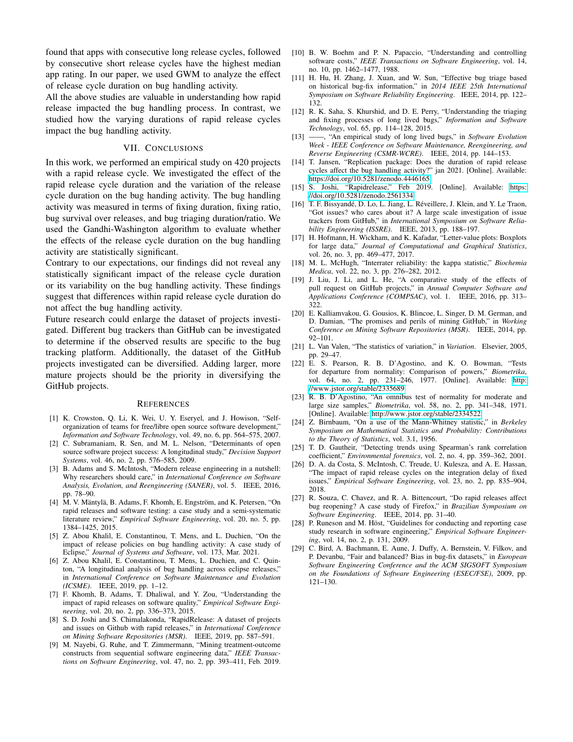found that apps with consecutive long release cycles, followed by consecutive short release cycles have the highest median app rating. In our paper, we used GWM to analyze the effect of release cycle duration on bug handling activity.

All the above studies are valuable in understanding how rapid release impacted the bug handling process. In contrast, we studied how the varying durations of rapid release cycles impact the bug handling activity.

## VII. Conclusions

In this work, we performed an empirical study on 420 projects with a rapid release cycle. We investigated the effect of the rapid release cycle duration and the variation of the release cycle duration on the bug handing activity. The bug handling activity was measured in terms of fixing duration, fixing ratio, bug survival over releases, and bug triaging duration/ratio. We used the Gandhi-Washington algorithm to evaluate whether the effects of the release cycle duration on the bug handling activity are statistically significant.

Contrary to our expectations, our findings did not reveal any statistically significant impact of the release cycle duration or its variability on the bug handling activity. These findings suggest that differences within rapid release cycle duration do not affect the bug handling activity.

Future research could enlarge the dataset of projects investigated. Different bug trackers than GitHub can be investigated to determine if the observed results are specific to the bug tracking platform. Additionally, the dataset of the GitHub projects investigated can be diversified. Adding larger, more mature projects should be the priority in diversifying the GitHub projects.

## References

[1] K. Crowston, Q. Li, K. Wei, U. Y. Eseryel, and J. Howison, "Self-organization of teams for free/libre open source software development," *Information and Software Technology*, vol. 49, no. 6, pp. 564–575, 2007.

[2] C. Subramaniam, R. Sen, and M. L. Nelson, "Determinants of open source software project success: A longitudinal study," *Decision Support Systems*, vol. 46, no. 2, pp. 576–585, 2009.

[3] B. Adams and S. McIntosh, "Modern release engineering in a nutshell: Why researchers should care," in *International Conference on Software Analysis, Evolution, and Reengineering (SANER)*, vol. 5. IEEE, 2016, pp. 78–90.

[4] M. V. Mäntylä, B. Adams, F. Khomh, E. Engström, and K. Petersen, "On rapid releases and software testing: a case study and a semi-systematic literature review," *Empirical Software Engineering*, vol. 20, no. 5, pp. 1384–1425, 2015.

[5] Z. Abou Khalil, E. Constantinou, T. Mens, and L. Duchien, "On the impact of release policies on bug handling activity: A case study of Eclipse," *Journal of Systems and Software*, vol. 173, Mar. 2021.

[6] Z. Abou Khalil, E. Constantinou, T. Mens, L. Duchien, and C. Quinton, "A longitudinal analysis of bug handling across eclipse releases," in *International Conference on Software Maintenance and Evolution (ICSME)*. IEEE, 2019, pp. 1–12.

[7] F. Khomh, B. Adams, T. Dhaliwal, and Y. Zou, "Understanding the impact of rapid releases on software quality," *Empirical Software Engineering*, vol. 20, no. 2, pp. 336–373, 2015.

[8] S. D. Joshi and S. Chimalakonda, "RapidRelease: A dataset of projects and issues on Github with rapid releases," in *International Conference on Mining Software Repositories (MSR)*. IEEE, 2019, pp. 587–591.

[9] M. Nayebi, G. Ruhe, and T. Zimmermann, "Mining treatment-outcome constructs from sequential software engineering data," *IEEE Transactions on Software Engineering*, vol. 47, no. 2, pp. 393–411, Feb. 2019.

[10] B. W. Boehm and P. N. Papaccio, "Understanding and controlling software costs," *IEEE Transactions on Software Engineering*, vol. 14, no. 10, pp. 1462–1477, 1988.

[11] H. Hu, H. Zhang, J. Xuan, and W. Sun, "Effective bug triage based on historical bug-fix information," in *2014 IEEE 25th International Symposium on Software Reliability Engineering*. IEEE, 2014, pp. 122–132.

[12] R. K. Saha, S. Khurshid, and D. E. Perry, "Understanding the triaging and fixing processes of long lived bugs," *Information and Software Technology*, vol. 65, pp. 114–128, 2015.

[13] ——, "An empirical study of long lived bugs," in *Software Evolution Week - IEEE Conference on Software Maintenance, Reengineering, and Reverse Engineering (CSMR-WCRE)*. IEEE, 2014, pp. 144–153.

[14] T. Jansen, "Replication package: Does the duration of rapid release cycles affect the bug handling activity?" jan 2021. [Online]. Available: https://doi.org/10.5281/zenodo.4446165

[15] S. Joshi, "Rapidrelease," Feb 2019. [Online]. Available: https://doi.org/10.5281/zenodo.2561334

[16] T. F. Bissyandé, D. Lo, L. Jiang, L. Réveillere, J. Klein, and Y. Le Traon, "Got issues? who cares about it? A large scale investigation of issue trackers from GitHub," in *International Symposium on Software Reliability Engineering (ISSRE)*. IEEE, 2013, pp. 188–197.

[17] H. Hofmann, H. Wickham, and K. Kafadar, "Letter-value plots: Boxplots for large data," *Journal of Computational and Graphical Statistics*, vol. 26, no. 3, pp. 469–477, 2017.

[18] M. L. McHugh, "Interrater reliability: the kappa statistic," *Biochemia Medica*, vol. 22, no. 3, pp. 276–282, 2012.

[19] J. Liu, J. Li, and L. He, "A comparative study of the effects of pull request on GitHub projects," in *Annual Computer Software and Applications Conference (COMPSAC)*, vol. 1. IEEE, 2016, pp. 313–322.

[20] E. Kalliamvakou, G. Gousios, K. Blincoe, L. Singer, D. M. German, and D. Damian, "The promises and perils of mining GitHub," in *Working Conference on Mining Software Repositories (MSR)*. IEEE, 2014, pp. 92–101.

[21] L. Van Valen, "The statistics of variation," in *Variation*. Elsevier, 2005, pp. 29–47.

[22] E. S. Pearson, R. B. D'Agostino, and K. O. Bowman, "Tests for departure from normality: Comparison of powers," *Biometrika*, vol. 64, no. 2, pp. 231–246, 1977. [Online]. Available: http://www.jstor.org/stable/2335689

[23] R. B. D'Agostino, "An omnibus test of normality for moderate and large size samples," *Biometrika*, vol. 58, no. 2, pp. 341–348, 1971. [Online]. Available: http://www.jstor.org/stable/2334522

[24] Z. Birnbaum, "On a use of the Mann-Whitney statistic," in *Berkeley Symposium on Mathematical Statistics and Probability: Contributions to the Theory of Statistics*, vol. 3.1, 1956.

[25] T. D. Gautheir, "Detecting trends using Spearman's rank correlation coefficient," *Environmental forensics*, vol. 2, no. 4, pp. 359–362, 2001.

[26] D. A. da Costa, S. McIntosh, C. Treude, U. Kulesza, and A. E. Hassan, "The impact of rapid release cycles on the integration delay of fixed issues," *Empirical Software Engineering*, vol. 23, no. 2, pp. 835–904, 2018.

[27] R. Souza, C. Chavez, and R. A. Bittencourt, "Do rapid releases affect bug reopening? A case study of Firefox," in *Brazilian Symposium on Software Engineering*. IEEE, 2014, pp. 31–40.

[28] P. Runeson and M. Höst, "Guidelines for conducting and reporting case study research in software engineering," *Empirical Software Engineering*, vol. 14, no. 2, p. 131, 2009.

[29] C. Bird, A. Bachmann, E. Aune, J. Duffy, A. Bernstein, V. Filkov, and P. Devanbu, "Fair and balanced? Bias in bug-fix datasets," in *European Software Engineering Conference and the ACM SIGSOFT Symposium on the Foundations of Software Engineering (ESEC/FSE)*, 2009, pp. 121–130.